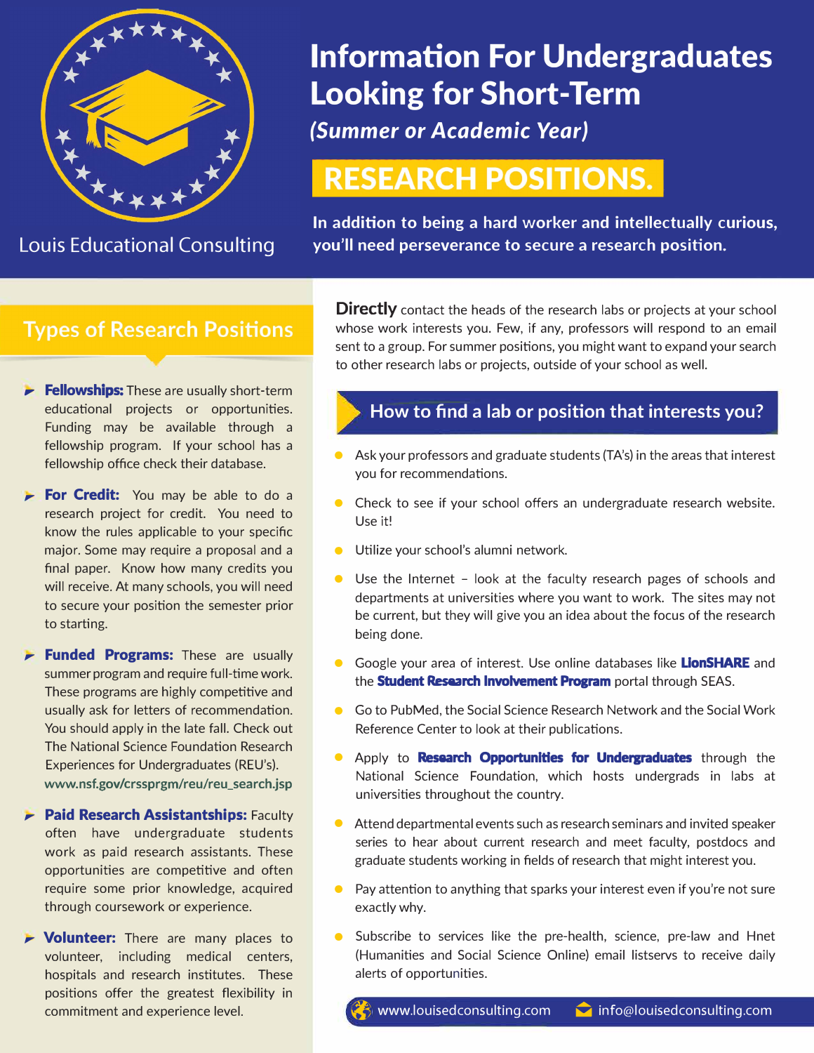Louis Educational Consulting

# Information For Undergraduates Looking for Short-Term

*(Summer or Academic Year)*

# RESEARCH POSITIONS.

**In addition to being a hard worker and intellectually curious, you'll need perseverance to secure a research position.**

## Types of Research Positions

- **Fellowships:** These are usually short-term educational projects or opportunities. Funding may be available through a fellowship program. If your school has a fellowship office check their database.
- **For Credit:** You may be able to do a research project for credit. You need to know the rules applicable to your specific major. Some may require a proposal and a final paper. Know how many credits you will receive. At many schools, you will need to secure your position the semester prior to starting.
- **Funded Programs:** These are usually summer program and require full-time work. These programs are highly competitive and usually ask for letters of recommendation. You should apply in the late fall. Check out The National Science Foundation Research Experiences for Undergraduates (REU's). www.nsf.gov/crssprgm/reu/reu_search.jsp
- **Paid Research Assistantships:** Faculty often have undergraduate students work as paid research assistants. These opportunities are competitive and often require some prior knowledge, acquired through coursework or experience.
- **Volunteer:** There are many places to volunteer, including medical centers, hospitals and research institutes. These positions offer the greatest flexibility in commitment and experience level.

**Directly** contact the heads of the research labs or projects at your school whose work interests you. Few, if any, professors will respond to an email sent to a group. For summer positions, you might want to expand your search to other research labs or projects, outside of your school as well.

## How to find a lab or position that interests you?

- Ask your professors and graduate students (TA's) in the areas that interest you for recommendations.
- Check to see if your school offers an undergraduate research website. Use it!
- Utilize your school's alumni network.
- Use the Internet – look at the faculty research pages of schools and departments at universities where you want to work. The sites may not be current, but they will give you an idea about the focus of the research being done.
- Google your area of interest. Use online databases like **LionSHARE** and the **Student Research Involvement Program** portal through SEAS.
- Go to PubMed, the Social Science Research Network and the Social Work Reference Center to look at their publications.
- Apply to **Research Opportunities for Undergraduates** through the National Science Foundation, which hosts undergrads in labs at universities throughout the country.
- Attend departmental events such as research seminars and invited speaker series to hear about current research and meet faculty, postdocs and graduate students working in fields of research that might interest you.
- Pay attention to anything that sparks your interest even if you're not sure exactly why.
- Subscribe to services like the pre-health, science, pre-law and Hnet (Humanities and Social Science Online) email listservs to receive daily alerts of opportunities.

www.louisedconsulting.com | info@louisedconsulting.com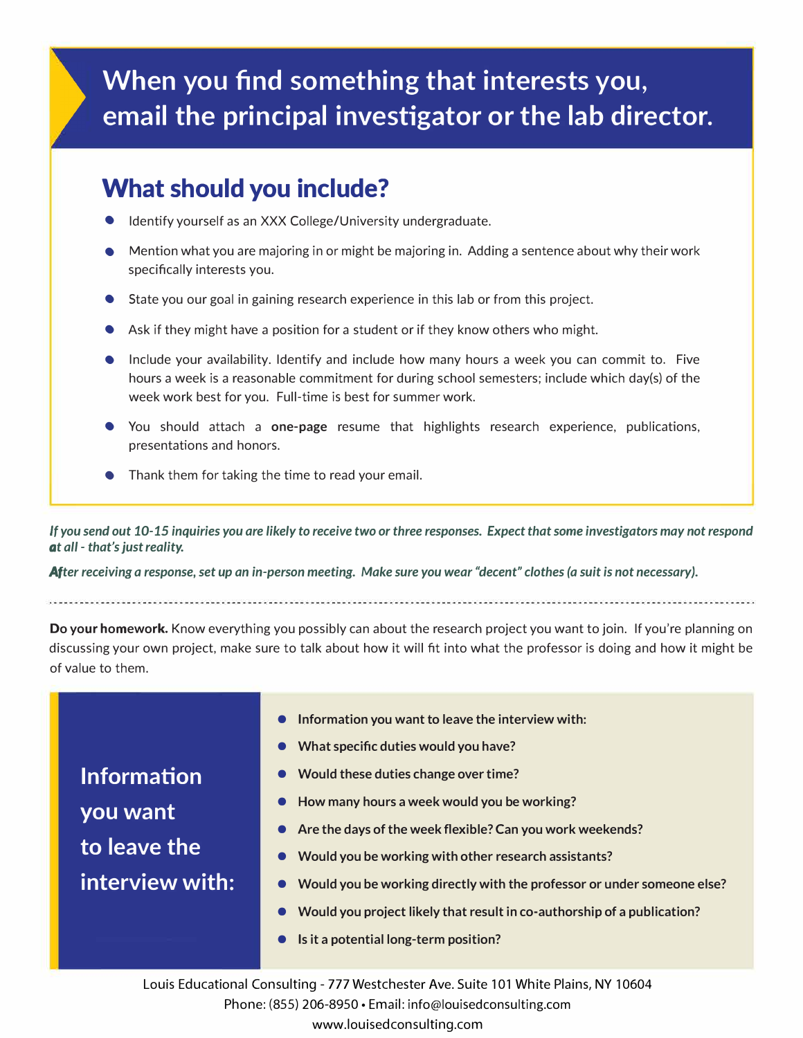# When you find something that interests you, email the principal investigator or the lab director.

## What should you include?

- Identify yourself as an XXX College/University undergraduate.
- Mention what you are majoring in or might be majoring in. Adding a sentence about why their work specifically interests you.
- State you our goal in gaining research experience in this lab or from this project.
- Ask if they might have a position for a student or if they know others who might.
- Include your availability. Identify and include how many hours a week you can commit to. Five hours a week is a reasonable commitment for during school semesters; include which day(s) of the week work best for you. Full-time is best for summer work.
- You should attach a **one-page** resume that highlights research experience, publications, presentations and honors.
- Thank them for taking the time to read your email.

***If you send out 10-15 inquiries you are likely to receive two or three responses. Expect that some investigators may not respond at all - that's just reality.***

***After receiving a response, set up an in-person meeting. Make sure you wear "decent" clothes (a suit is not necessary).***

---

**Do your homework.** Know everything you possibly can about the research project you want to join. If you're planning on discussing your own project, make sure to talk about how it will fit into what the professor is doing and how it might be of value to them.

## Information you want to leave the interview with:

- **Information you want to leave the interview with:**
- **What specific duties would you have?**
- **Would these duties change over time?**
- **How many hours a week would you be working?**
- **Are the days of the week flexible? Can you work weekends?**
- **Would you be working with other research assistants?**
- **Would you be working directly with the professor or under someone else?**
- **Would you project likely that result in co-authorship of a publication?**
- **Is it a potential long-term position?**

Louis Educational Consulting - 777 Westchester Ave. Suite 101 White Plains, NY 10604
Phone: (855) 206-8950 • Email: info@louisedconsulting.com
www.louisedconsulting.com